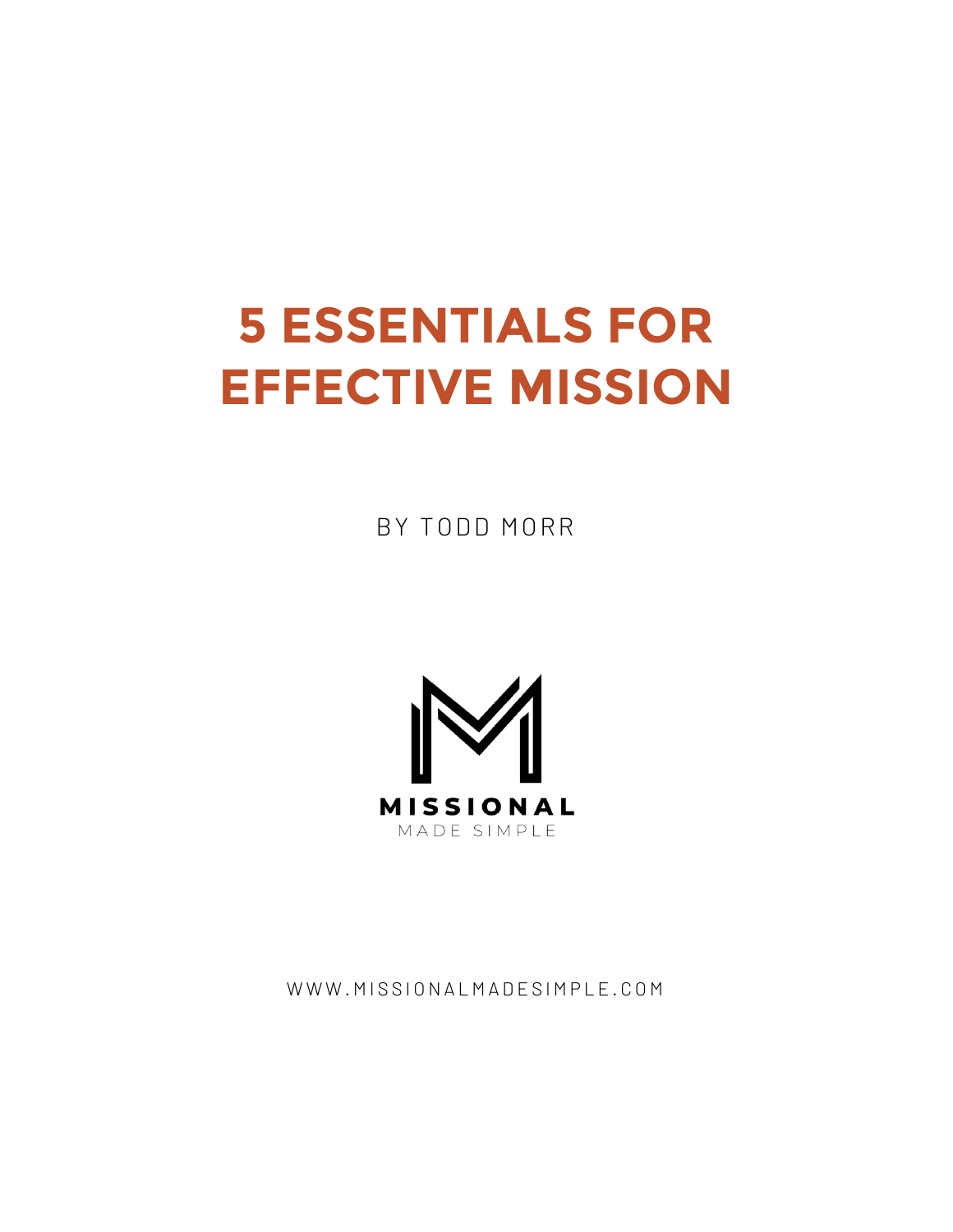# 5 ESSENTIALS FOR EFFECTIVE MISSION

BY TODD MORR

MISSIONAL

MADE SIMPLE

WWW.MISSIONALMADESIMPLE.COM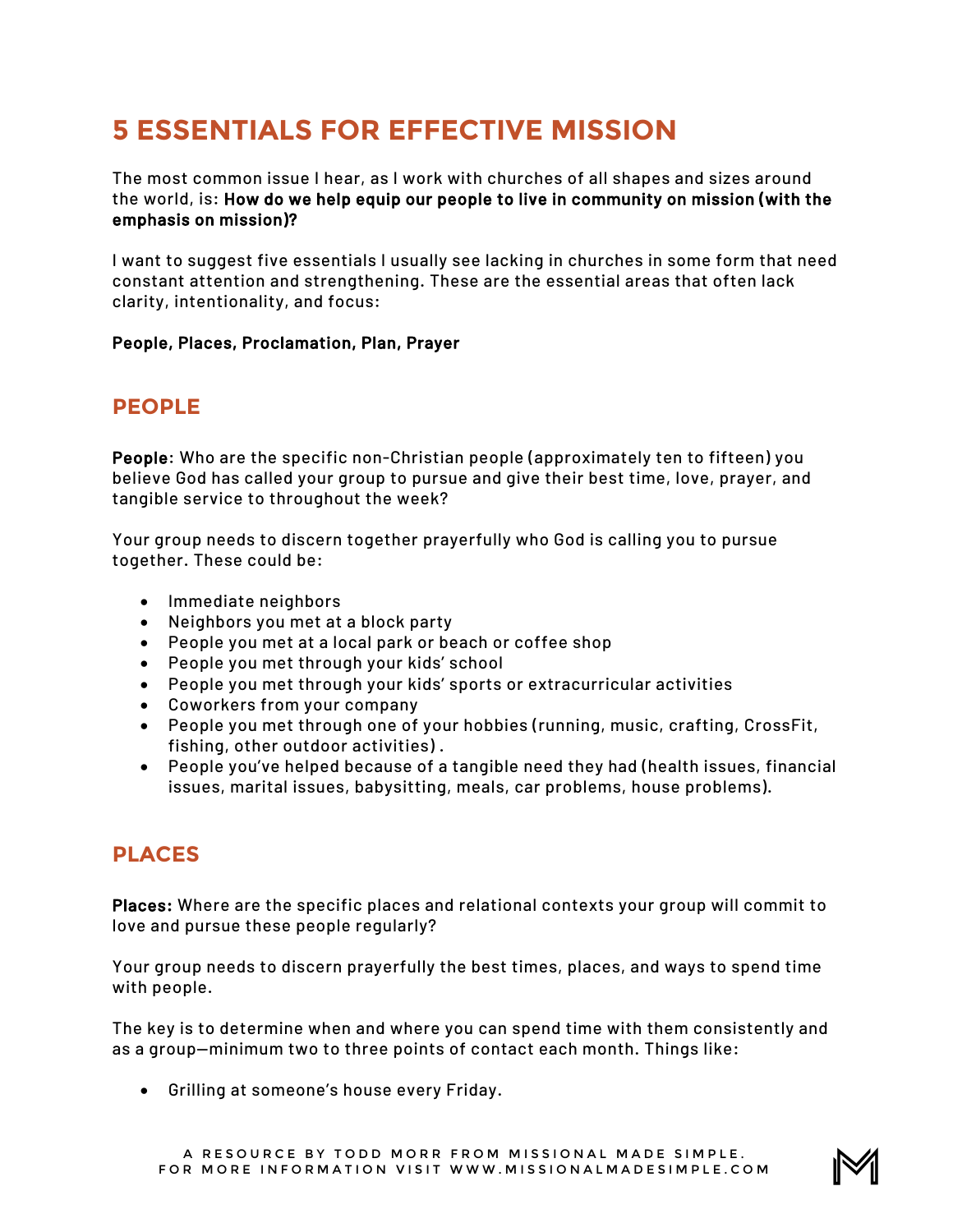# 5 ESSENTIALS FOR EFFECTIVE MISSION

The most common issue I hear, as I work with churches of all shapes and sizes around the world, is: **How do we help equip our people to live in community on mission (with the emphasis on mission)?**

I want to suggest five essentials I usually see lacking in churches in some form that need constant attention and strengthening. These are the essential areas that often lack clarity, intentionality, and focus:

**People, Places, Proclamation, Plan, Prayer**

## PEOPLE

**People:** Who are the specific non-Christian people (approximately ten to fifteen) you believe God has called your group to pursue and give their best time, love, prayer, and tangible service to throughout the week?

Your group needs to discern together prayerfully who God is calling you to pursue together. These could be:

- Immediate neighbors
- Neighbors you met at a block party
- People you met at a local park or beach or coffee shop
- People you met through your kids' school
- People you met through your kids' sports or extracurricular activities
- Coworkers from your company
- People you met through one of your hobbies (running, music, crafting, CrossFit, fishing, other outdoor activities) .
- People you've helped because of a tangible need they had (health issues, financial issues, marital issues, babysitting, meals, car problems, house problems).

## PLACES

**Places:** Where are the specific places and relational contexts your group will commit to love and pursue these people regularly?

Your group needs to discern prayerfully the best times, places, and ways to spend time with people.

The key is to determine when and where you can spend time with them consistently and as a group—minimum two to three points of contact each month. Things like:

- Grilling at someone's house every Friday.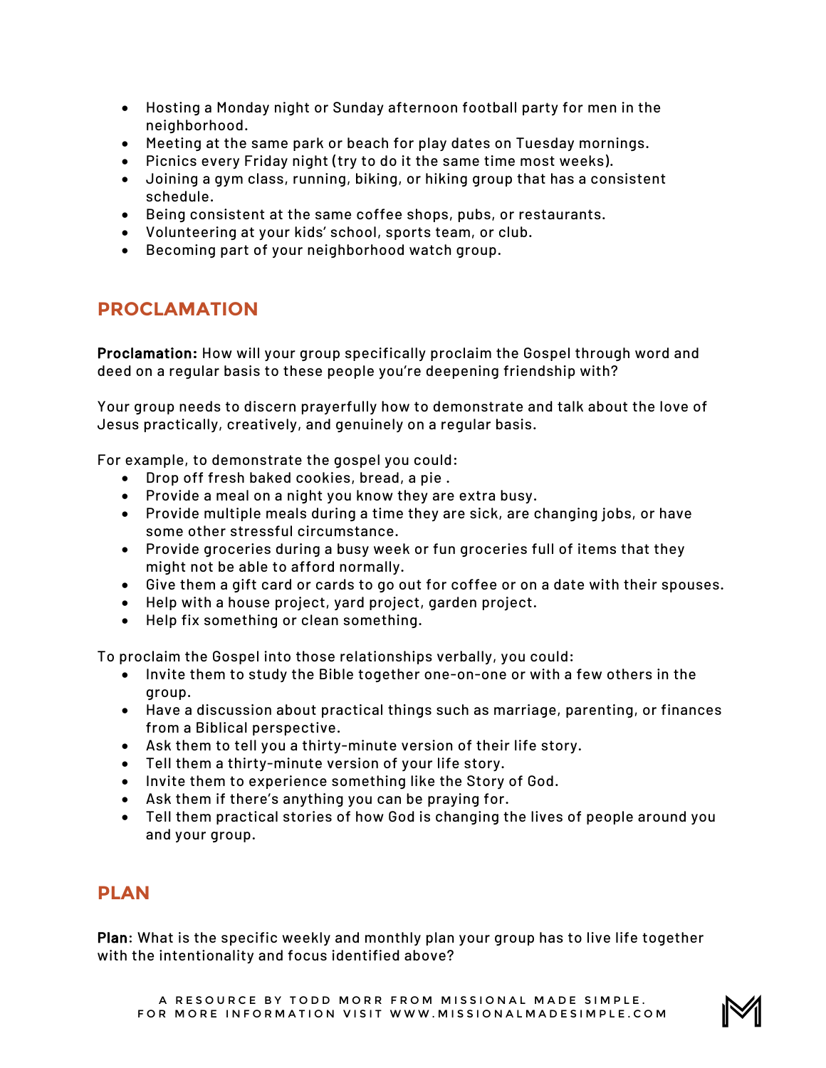- Hosting a Monday night or Sunday afternoon football party for men in the neighborhood.
- Meeting at the same park or beach for play dates on Tuesday mornings.
- Picnics every Friday night (try to do it the same time most weeks).
- Joining a gym class, running, biking, or hiking group that has a consistent schedule.
- Being consistent at the same coffee shops, pubs, or restaurants.
- Volunteering at your kids' school, sports team, or club.
- Becoming part of your neighborhood watch group.

## PROCLAMATION

**Proclamation:** How will your group specifically proclaim the Gospel through word and deed on a regular basis to these people you're deepening friendship with?

Your group needs to discern prayerfully how to demonstrate and talk about the love of Jesus practically, creatively, and genuinely on a regular basis.

For example, to demonstrate the gospel you could:

- Drop off fresh baked cookies, bread, a pie .
- Provide a meal on a night you know they are extra busy.
- Provide multiple meals during a time they are sick, are changing jobs, or have some other stressful circumstance.
- Provide groceries during a busy week or fun groceries full of items that they might not be able to afford normally.
- Give them a gift card or cards to go out for coffee or on a date with their spouses.
- Help with a house project, yard project, garden project.
- Help fix something or clean something.

To proclaim the Gospel into those relationships verbally, you could:

- Invite them to study the Bible together one-on-one or with a few others in the group.
- Have a discussion about practical things such as marriage, parenting, or finances from a Biblical perspective.
- Ask them to tell you a thirty-minute version of their life story.
- Tell them a thirty-minute version of your life story.
- Invite them to experience something like the Story of God.
- Ask them if there's anything you can be praying for.
- Tell them practical stories of how God is changing the lives of people around you and your group.

## PLAN

**Plan**: What is the specific weekly and monthly plan your group has to live life together with the intentionality and focus identified above?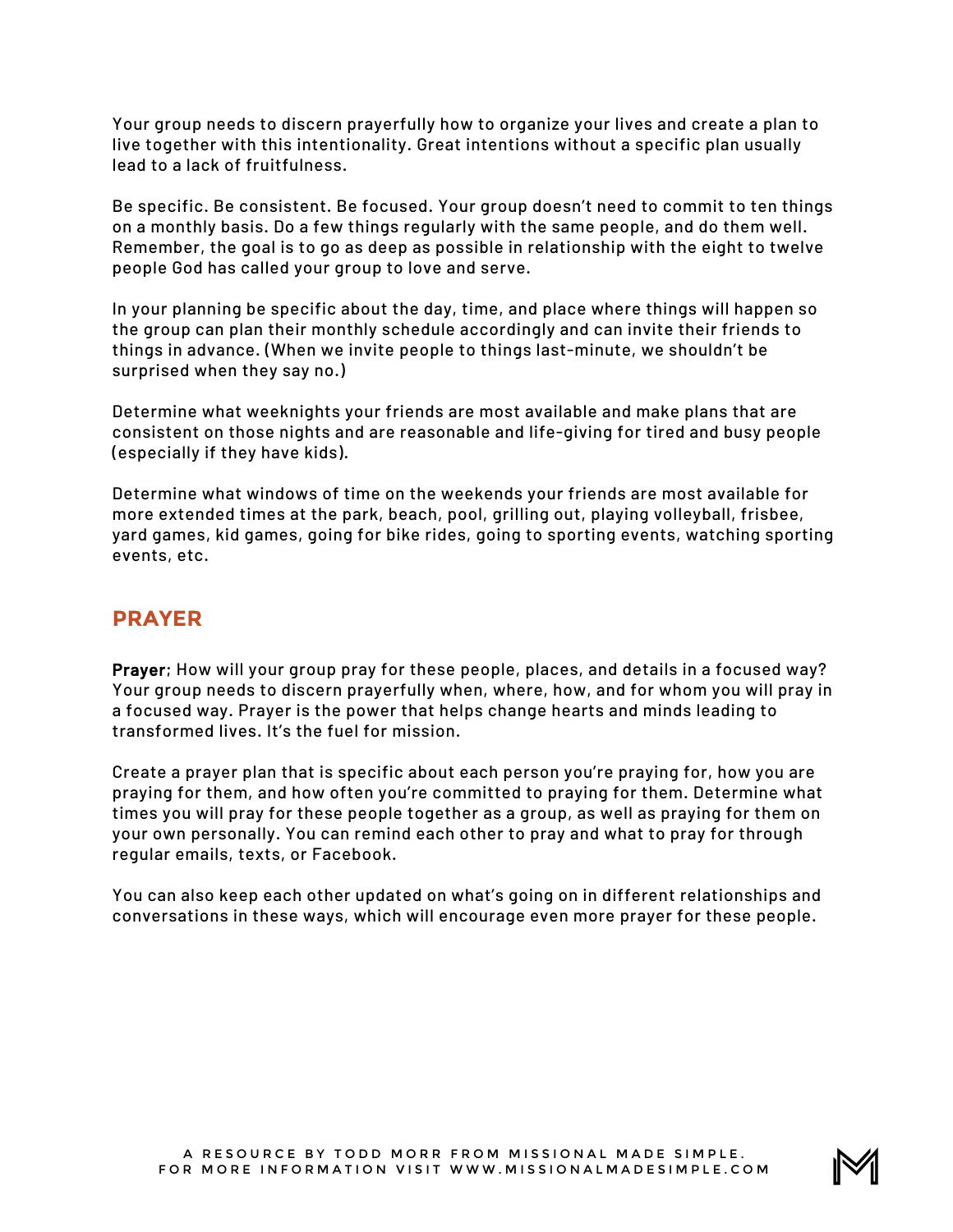Your group needs to discern prayerfully how to organize your lives and create a plan to live together with this intentionality. Great intentions without a specific plan usually lead to a lack of fruitfulness.

Be specific. Be consistent. Be focused. Your group doesn't need to commit to ten things on a monthly basis. Do a few things regularly with the same people, and do them well. Remember, the goal is to go as deep as possible in relationship with the eight to twelve people God has called your group to love and serve.

In your planning be specific about the day, time, and place where things will happen so the group can plan their monthly schedule accordingly and can invite their friends to things in advance. (When we invite people to things last-minute, we shouldn't be surprised when they say no.)

Determine what weeknights your friends are most available and make plans that are consistent on those nights and are reasonable and life-giving for tired and busy people (especially if they have kids).

Determine what windows of time on the weekends your friends are most available for more extended times at the park, beach, pool, grilling out, playing volleyball, frisbee, yard games, kid games, going for bike rides, going to sporting events, watching sporting events, etc.

## PRAYER

**Prayer**: How will your group pray for these people, places, and details in a focused way? Your group needs to discern prayerfully when, where, how, and for whom you will pray in a focused way. Prayer is the power that helps change hearts and minds leading to transformed lives. It's the fuel for mission.

Create a prayer plan that is specific about each person you're praying for, how you are praying for them, and how often you're committed to praying for them. Determine what times you will pray for these people together as a group, as well as praying for them on your own personally. You can remind each other to pray and what to pray for through regular emails, texts, or Facebook.

You can also keep each other updated on what's going on in different relationships and conversations in these ways, which will encourage even more prayer for these people.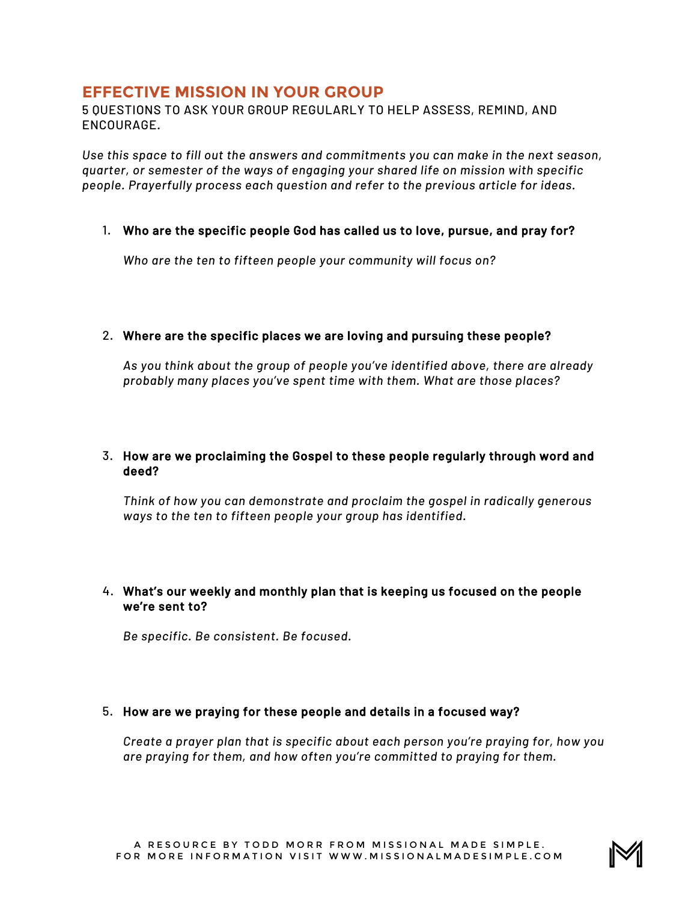## EFFECTIVE MISSION IN YOUR GROUP

5 QUESTIONS TO ASK YOUR GROUP REGULARLY TO HELP ASSESS, REMIND, AND ENCOURAGE.

*Use this space to fill out the answers and commitments you can make in the next season, quarter, or semester of the ways of engaging your shared life on mission with specific people. Prayerfully process each question and refer to the previous article for ideas.*

1. **Who are the specific people God has called us to love, pursue, and pray for?**

   *Who are the ten to fifteen people your community will focus on?*

2. **Where are the specific places we are loving and pursuing these people?**

   *As you think about the group of people you've identified above, there are already probably many places you've spent time with them. What are those places?*

3. **How are we proclaiming the Gospel to these people regularly through word and deed?**

   *Think of how you can demonstrate and proclaim the gospel in radically generous ways to the ten to fifteen people your group has identified.*

4. **What's our weekly and monthly plan that is keeping us focused on the people we're sent to?**

   *Be specific. Be consistent. Be focused.*

5. **How are we praying for these people and details in a focused way?**

   *Create a prayer plan that is specific about each person you're praying for, how you are praying for them, and how often you're committed to praying for them.*

A RESOURCE BY TODD MORR FROM MISSIONAL MADE SIMPLE.
FOR MORE INFORMATION VISIT WWW.MISSIONALMADESIMPLE.COM